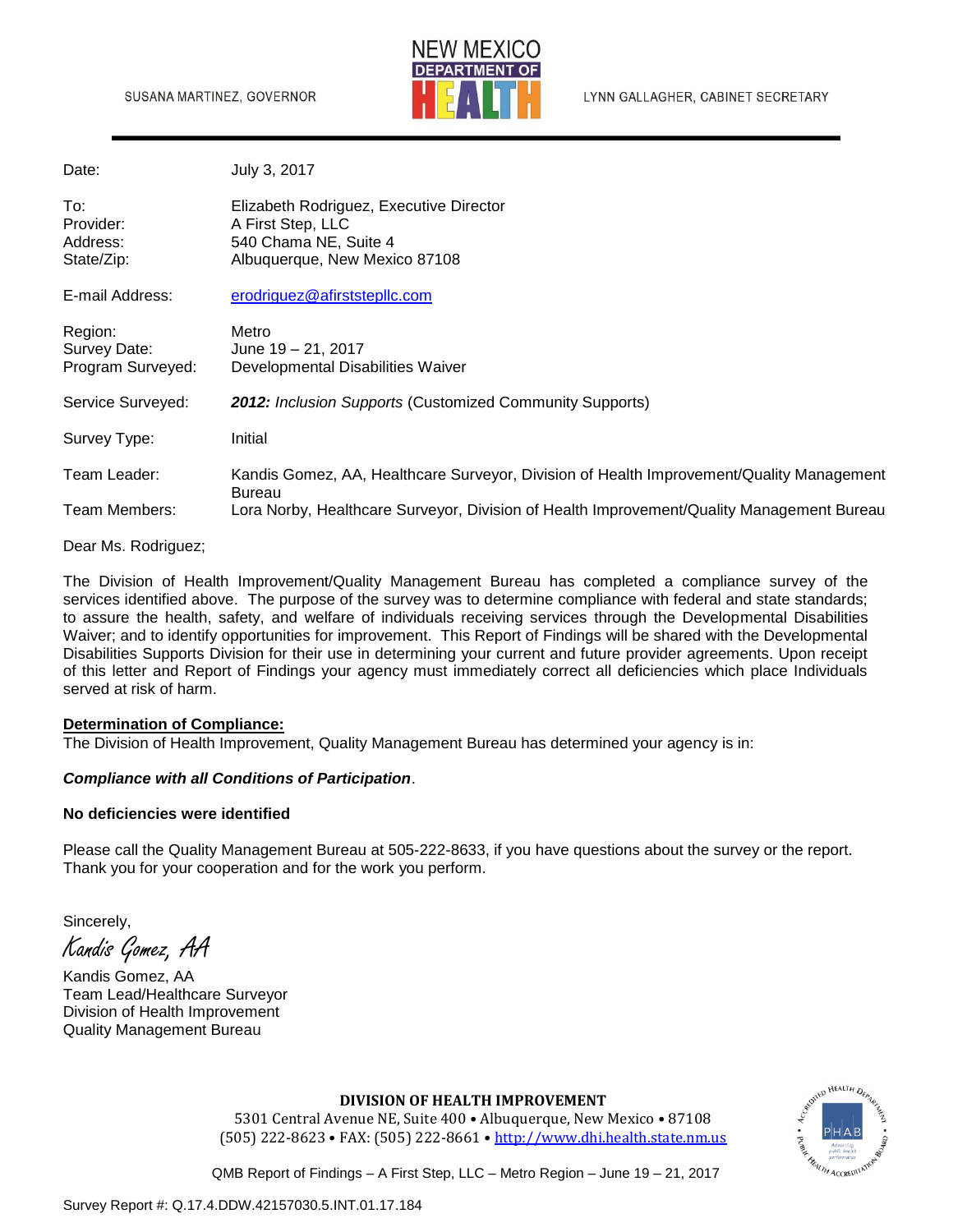SUSANA MARTINEZ, GOVERNOR

NEW MEXICO DEPARTMENT OF HEALTH

LYNN GALLAGHER, CABINET SECRETARY

| | |
|---|---|
| Date: | July 3, 2017 |
| To: | Elizabeth Rodriguez, Executive Director |
| Provider: | A First Step, LLC |
| Address: | 540 Chama NE, Suite 4 |
| State/Zip: | Albuquerque, New Mexico 87108 |
| E-mail Address: | erodriguez@afirststepllc.com |
| Region: | Metro |
| Survey Date: | June 19 – 21, 2017 |
| Program Surveyed: | Developmental Disabilities Waiver |
| Service Surveyed: | ***2012:*** *Inclusion Supports* (Customized Community Supports) |
| Survey Type: | Initial |
| Team Leader: | Kandis Gomez, AA, Healthcare Surveyor, Division of Health Improvement/Quality Management Bureau |
| Team Members: | Lora Norby, Healthcare Surveyor, Division of Health Improvement/Quality Management Bureau |

Dear Ms. Rodriguez;

The Division of Health Improvement/Quality Management Bureau has completed a compliance survey of the services identified above. The purpose of the survey was to determine compliance with federal and state standards; to assure the health, safety, and welfare of individuals receiving services through the Developmental Disabilities Waiver; and to identify opportunities for improvement. This Report of Findings will be shared with the Developmental Disabilities Supports Division for their use in determining your current and future provider agreements. Upon receipt of this letter and Report of Findings your agency must immediately correct all deficiencies which place Individuals served at risk of harm.

**Determination of Compliance:**

The Division of Health Improvement, Quality Management Bureau has determined your agency is in:

***Compliance with all Conditions of Participation***.

**No deficiencies were identified**

Please call the Quality Management Bureau at 505-222-8633, if you have questions about the survey or the report. Thank you for your cooperation and for the work you perform.

Sincerely,

*Kandis Gomez, AA*

Kandis Gomez, AA
Team Lead/Healthcare Surveyor
Division of Health Improvement
Quality Management Bureau

**DIVISION OF HEALTH IMPROVEMENT**
5301 Central Avenue NE, Suite 400 • Albuquerque, New Mexico • 87108
(505) 222-8623 • FAX: (505) 222-8661 • http://www.dhi.health.state.nm.us

QMB Report of Findings – A First Step, LLC – Metro Region – June 19 – 21, 2017

Survey Report #: Q.17.4.DDW.42157030.5.INT.01.17.184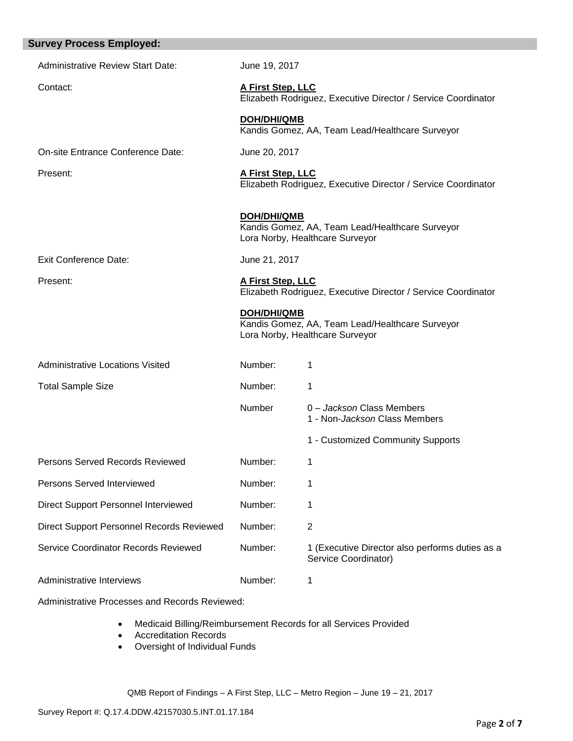## Survey Process Employed:

| | | |
|---|---|---|
| Administrative Review Start Date: | June 19, 2017 | |
| Contact: | **A First Step, LLC**<br>Elizabeth Rodriguez, Executive Director / Service Coordinator<br><br>**DOH/DHI/QMB**<br>Kandis Gomez, AA, Team Lead/Healthcare Surveyor | |
| On-site Entrance Conference Date: | June 20, 2017 | |
| Present: | **A First Step, LLC**<br>Elizabeth Rodriguez, Executive Director / Service Coordinator<br><br>**DOH/DHI/QMB**<br>Kandis Gomez, AA, Team Lead/Healthcare Surveyor<br>Lora Norby, Healthcare Surveyor | |
| Exit Conference Date: | June 21, 2017 | |
| Present: | **A First Step, LLC**<br>Elizabeth Rodriguez, Executive Director / Service Coordinator<br><br>**DOH/DHI/QMB**<br>Kandis Gomez, AA, Team Lead/Healthcare Surveyor<br>Lora Norby, Healthcare Surveyor | |
| Administrative Locations Visited | Number: | 1 |
| Total Sample Size | Number: | 1 |
| | Number | 0 – *Jackson* Class Members<br>1 - Non-*Jackson* Class Members<br><br>1 - Customized Community Supports |
| Persons Served Records Reviewed | Number: | 1 |
| Persons Served Interviewed | Number: | 1 |
| Direct Support Personnel Interviewed | Number: | 1 |
| Direct Support Personnel Records Reviewed | Number: | 2 |
| Service Coordinator Records Reviewed | Number: | 1 (Executive Director also performs duties as a Service Coordinator) |
| Administrative Interviews | Number: | 1 |

Administrative Processes and Records Reviewed:

- Medicaid Billing/Reimbursement Records for all Services Provided
- Accreditation Records
- Oversight of Individual Funds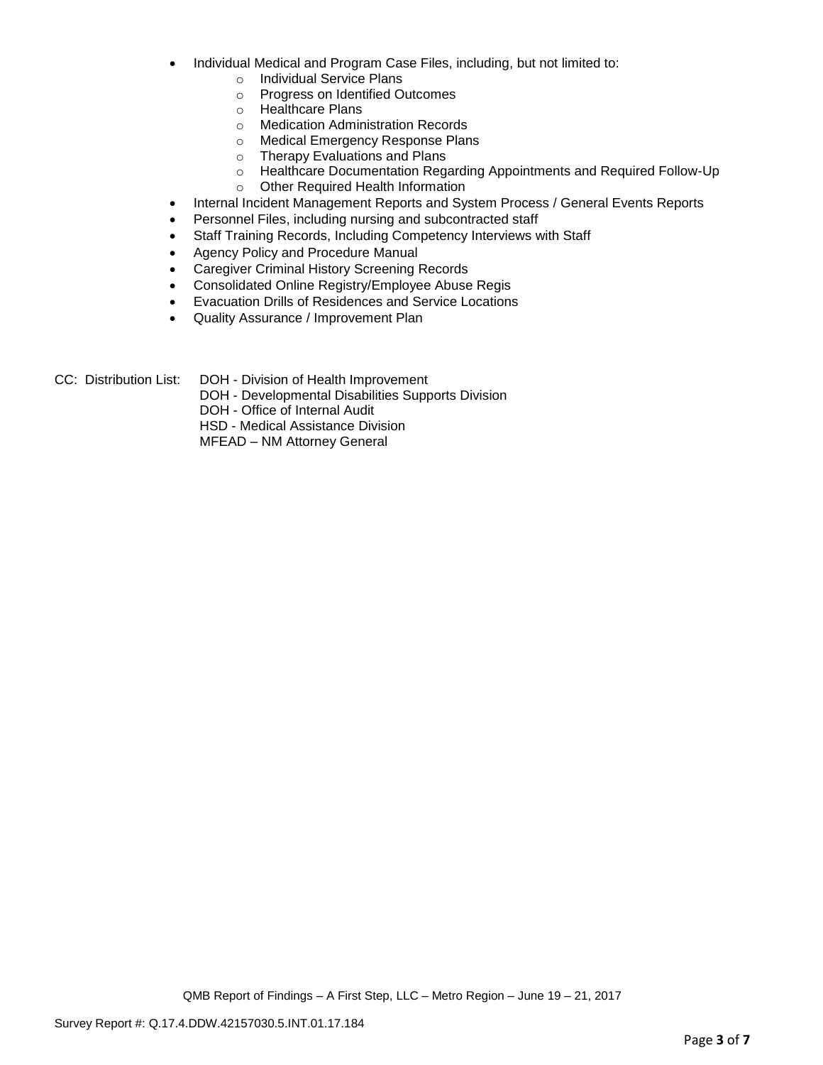- Individual Medical and Program Case Files, including, but not limited to:
    - Individual Service Plans
    - Progress on Identified Outcomes
    - Healthcare Plans
    - Medication Administration Records
    - Medical Emergency Response Plans
    - Therapy Evaluations and Plans
    - Healthcare Documentation Regarding Appointments and Required Follow-Up
    - Other Required Health Information
- Internal Incident Management Reports and System Process / General Events Reports
- Personnel Files, including nursing and subcontracted staff
- Staff Training Records, Including Competency Interviews with Staff
- Agency Policy and Procedure Manual
- Caregiver Criminal History Screening Records
- Consolidated Online Registry/Employee Abuse Regis
- Evacuation Drills of Residences and Service Locations
- Quality Assurance / Improvement Plan

CC: Distribution List:
DOH - Division of Health Improvement
DOH - Developmental Disabilities Supports Division
DOH - Office of Internal Audit
HSD - Medical Assistance Division
MFEAD – NM Attorney General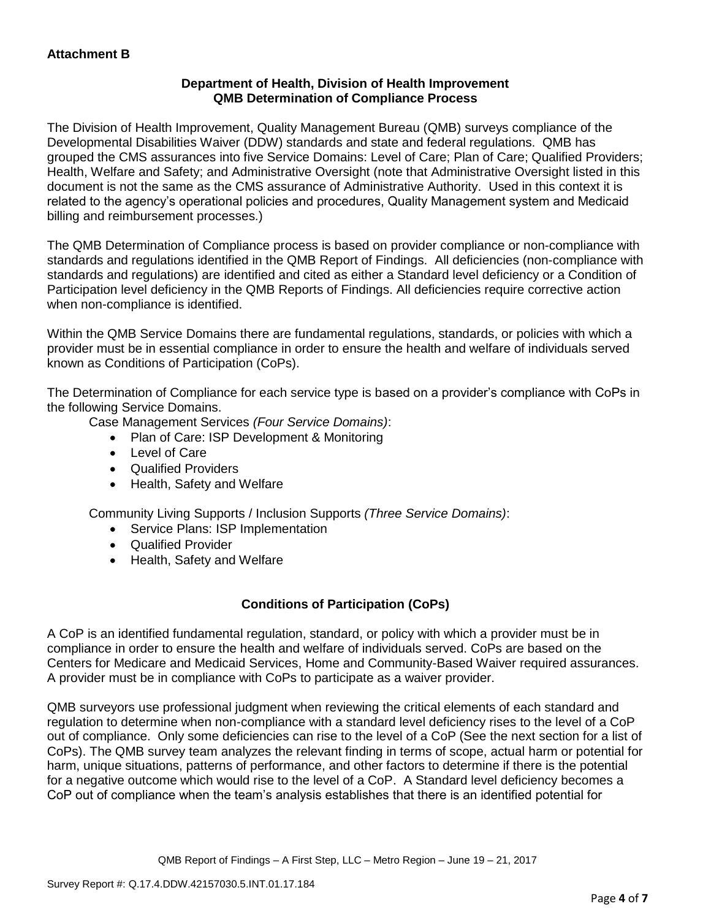**Attachment B**

**Department of Health, Division of Health Improvement**
**QMB Determination of Compliance Process**

The Division of Health Improvement, Quality Management Bureau (QMB) surveys compliance of the Developmental Disabilities Waiver (DDW) standards and state and federal regulations. QMB has grouped the CMS assurances into five Service Domains: Level of Care; Plan of Care; Qualified Providers; Health, Welfare and Safety; and Administrative Oversight (note that Administrative Oversight listed in this document is not the same as the CMS assurance of Administrative Authority. Used in this context it is related to the agency's operational policies and procedures, Quality Management system and Medicaid billing and reimbursement processes.)

The QMB Determination of Compliance process is based on provider compliance or non-compliance with standards and regulations identified in the QMB Report of Findings. All deficiencies (non-compliance with standards and regulations) are identified and cited as either a Standard level deficiency or a Condition of Participation level deficiency in the QMB Reports of Findings. All deficiencies require corrective action when non-compliance is identified.

Within the QMB Service Domains there are fundamental regulations, standards, or policies with which a provider must be in essential compliance in order to ensure the health and welfare of individuals served known as Conditions of Participation (CoPs).

The Determination of Compliance for each service type is based on a provider's compliance with CoPs in the following Service Domains.

Case Management Services *(Four Service Domains)*:

- Plan of Care: ISP Development & Monitoring
- Level of Care
- Qualified Providers
- Health, Safety and Welfare

Community Living Supports / Inclusion Supports *(Three Service Domains)*:

- Service Plans: ISP Implementation
- Qualified Provider
- Health, Safety and Welfare

**Conditions of Participation (CoPs)**

A CoP is an identified fundamental regulation, standard, or policy with which a provider must be in compliance in order to ensure the health and welfare of individuals served. CoPs are based on the Centers for Medicare and Medicaid Services, Home and Community-Based Waiver required assurances. A provider must be in compliance with CoPs to participate as a waiver provider.

QMB surveyors use professional judgment when reviewing the critical elements of each standard and regulation to determine when non-compliance with a standard level deficiency rises to the level of a CoP out of compliance. Only some deficiencies can rise to the level of a CoP (See the next section for a list of CoPs). The QMB survey team analyzes the relevant finding in terms of scope, actual harm or potential for harm, unique situations, patterns of performance, and other factors to determine if there is the potential for a negative outcome which would rise to the level of a CoP. A Standard level deficiency becomes a CoP out of compliance when the team's analysis establishes that there is an identified potential for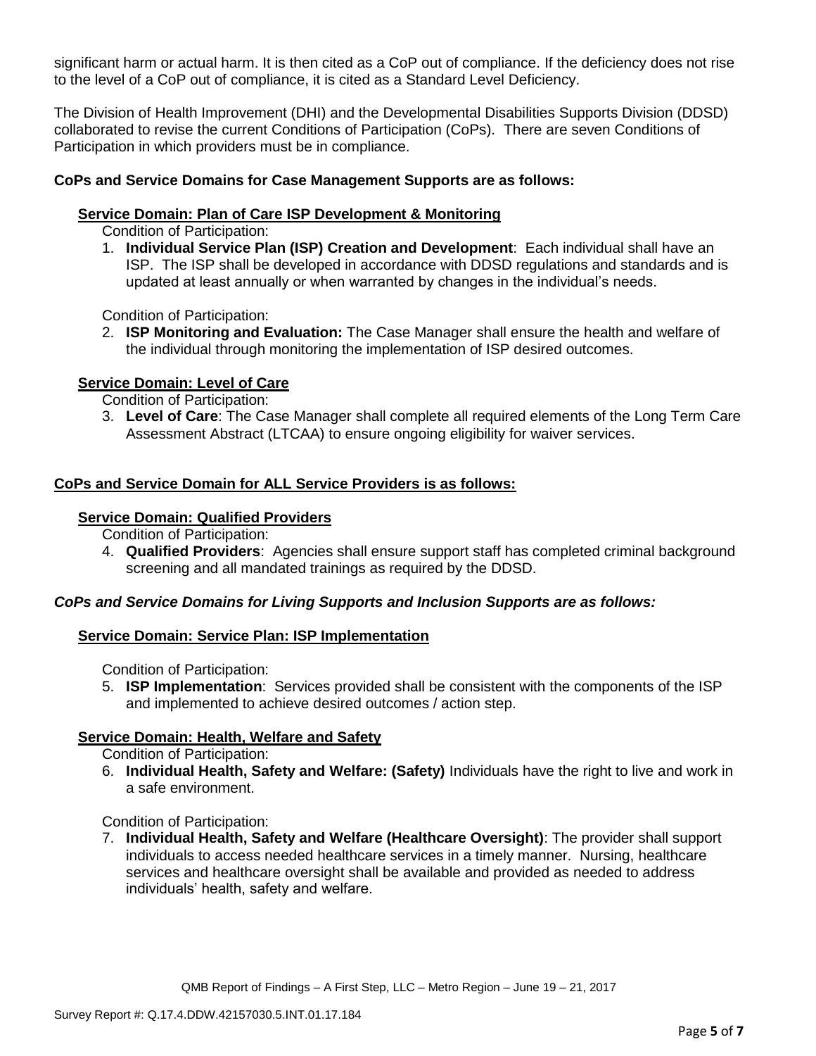significant harm or actual harm. It is then cited as a CoP out of compliance. If the deficiency does not rise to the level of a CoP out of compliance, it is cited as a Standard Level Deficiency.

The Division of Health Improvement (DHI) and the Developmental Disabilities Supports Division (DDSD) collaborated to revise the current Conditions of Participation (CoPs). There are seven Conditions of Participation in which providers must be in compliance.

**CoPs and Service Domains for Case Management Supports are as follows:**

**Service Domain: Plan of Care ISP Development & Monitoring**

Condition of Participation:

1. **Individual Service Plan (ISP) Creation and Development**: Each individual shall have an ISP. The ISP shall be developed in accordance with DDSD regulations and standards and is updated at least annually or when warranted by changes in the individual's needs.

Condition of Participation:

2. **ISP Monitoring and Evaluation:** The Case Manager shall ensure the health and welfare of the individual through monitoring the implementation of ISP desired outcomes.

**Service Domain: Level of Care**

Condition of Participation:

3. **Level of Care**: The Case Manager shall complete all required elements of the Long Term Care Assessment Abstract (LTCAA) to ensure ongoing eligibility for waiver services.

**CoPs and Service Domain for ALL Service Providers is as follows:**

**Service Domain: Qualified Providers**

Condition of Participation:

4. **Qualified Providers**: Agencies shall ensure support staff has completed criminal background screening and all mandated trainings as required by the DDSD.

***CoPs and Service Domains for Living Supports and Inclusion Supports are as follows:***

**Service Domain: Service Plan: ISP Implementation**

Condition of Participation:

5. **ISP Implementation**: Services provided shall be consistent with the components of the ISP and implemented to achieve desired outcomes / action step.

**Service Domain: Health, Welfare and Safety**

Condition of Participation:

6. **Individual Health, Safety and Welfare: (Safety)** Individuals have the right to live and work in a safe environment.

Condition of Participation:

7. **Individual Health, Safety and Welfare (Healthcare Oversight)**: The provider shall support individuals to access needed healthcare services in a timely manner. Nursing, healthcare services and healthcare oversight shall be available and provided as needed to address individuals' health, safety and welfare.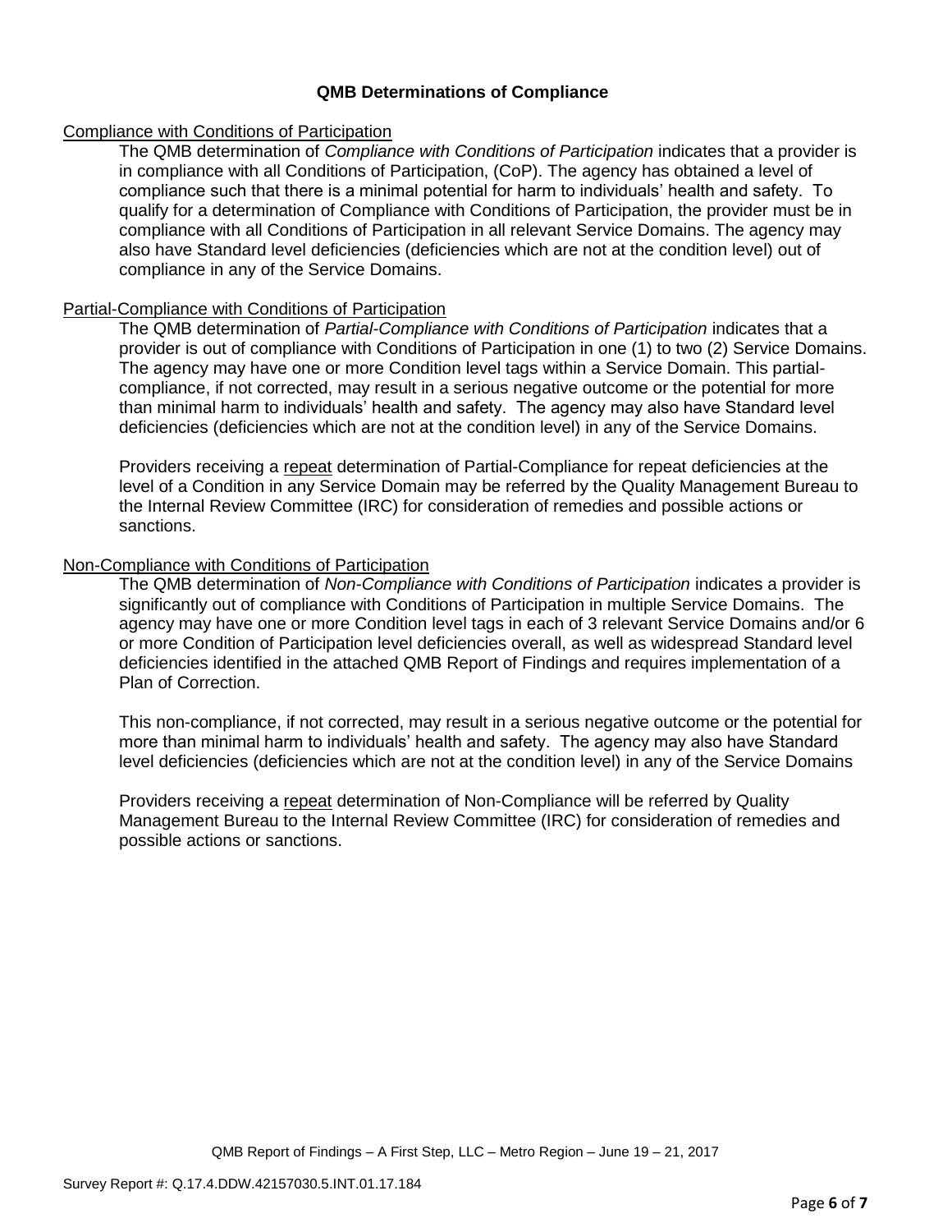## QMB Determinations of Compliance

<u>Compliance with Conditions of Participation</u>

The QMB determination of *Compliance with Conditions of Participation* indicates that a provider is in compliance with all Conditions of Participation, (CoP). The agency has obtained a level of compliance such that there is a minimal potential for harm to individuals' health and safety. To qualify for a determination of Compliance with Conditions of Participation, the provider must be in compliance with all Conditions of Participation in all relevant Service Domains. The agency may also have Standard level deficiencies (deficiencies which are not at the condition level) out of compliance in any of the Service Domains.

<u>Partial-Compliance with Conditions of Participation</u>

The QMB determination of *Partial-Compliance with Conditions of Participation* indicates that a provider is out of compliance with Conditions of Participation in one (1) to two (2) Service Domains. The agency may have one or more Condition level tags within a Service Domain. This partial-compliance, if not corrected, may result in a serious negative outcome or the potential for more than minimal harm to individuals' health and safety. The agency may also have Standard level deficiencies (deficiencies which are not at the condition level) in any of the Service Domains.

Providers receiving a <u>repeat</u> determination of Partial-Compliance for repeat deficiencies at the level of a Condition in any Service Domain may be referred by the Quality Management Bureau to the Internal Review Committee (IRC) for consideration of remedies and possible actions or sanctions.

<u>Non-Compliance with Conditions of Participation</u>

The QMB determination of *Non-Compliance with Conditions of Participation* indicates a provider is significantly out of compliance with Conditions of Participation in multiple Service Domains. The agency may have one or more Condition level tags in each of 3 relevant Service Domains and/or 6 or more Condition of Participation level deficiencies overall, as well as widespread Standard level deficiencies identified in the attached QMB Report of Findings and requires implementation of a Plan of Correction.

This non-compliance, if not corrected, may result in a serious negative outcome or the potential for more than minimal harm to individuals' health and safety. The agency may also have Standard level deficiencies (deficiencies which are not at the condition level) in any of the Service Domains

Providers receiving a <u>repeat</u> determination of Non-Compliance will be referred by Quality Management Bureau to the Internal Review Committee (IRC) for consideration of remedies and possible actions or sanctions.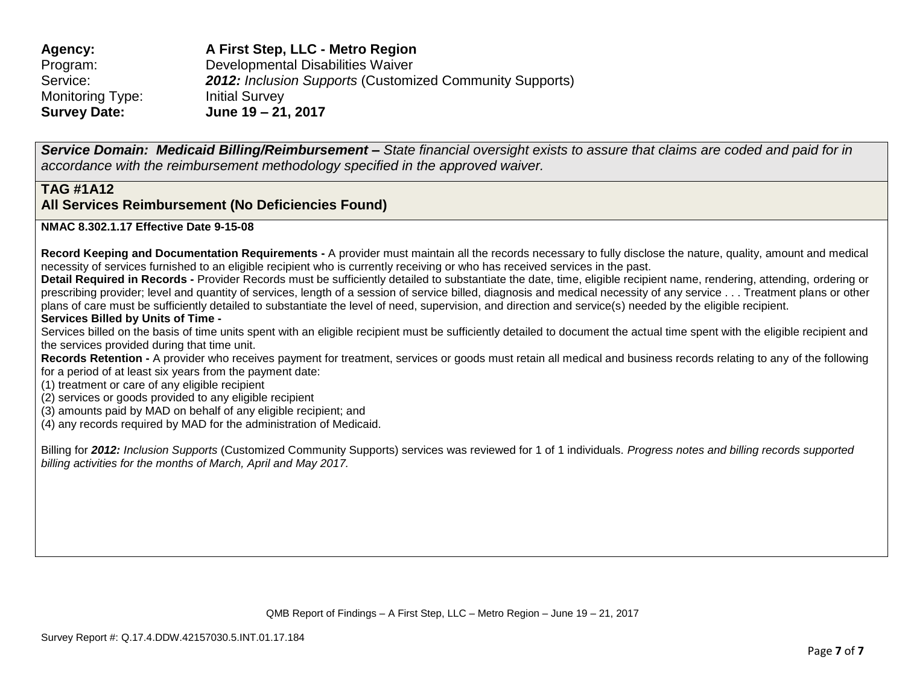**Agency:** **A First Step, LLC - Metro Region**
Program: Developmental Disabilities Waiver
Service: ***2012:*** *Inclusion Supports* (Customized Community Supports)
Monitoring Type: Initial Survey
**Survey Date:** **June 19 – 21, 2017**

***Service Domain: Medicaid Billing/Reimbursement –*** *State financial oversight exists to assure that claims are coded and paid for in accordance with the reimbursement methodology specified in the approved waiver.*

**TAG #1A12**
**All Services Reimbursement (No Deficiencies Found)**

**NMAC 8.302.1.17 Effective Date 9-15-08**

**Record Keeping and Documentation Requirements -** A provider must maintain all the records necessary to fully disclose the nature, quality, amount and medical necessity of services furnished to an eligible recipient who is currently receiving or who has received services in the past.
**Detail Required in Records -** Provider Records must be sufficiently detailed to substantiate the date, time, eligible recipient name, rendering, attending, ordering or prescribing provider; level and quantity of services, length of a session of service billed, diagnosis and medical necessity of any service . . . Treatment plans or other plans of care must be sufficiently detailed to substantiate the level of need, supervision, and direction and service(s) needed by the eligible recipient.
**Services Billed by Units of Time -**
Services billed on the basis of time units spent with an eligible recipient must be sufficiently detailed to document the actual time spent with the eligible recipient and the services provided during that time unit.
**Records Retention -** A provider who receives payment for treatment, services or goods must retain all medical and business records relating to any of the following for a period of at least six years from the payment date:
(1) treatment or care of any eligible recipient
(2) services or goods provided to any eligible recipient
(3) amounts paid by MAD on behalf of any eligible recipient; and
(4) any records required by MAD for the administration of Medicaid.

Billing for ***2012:*** *Inclusion Supports* (Customized Community Supports) services was reviewed for 1 of 1 individuals. *Progress notes and billing records supported billing activities for the months of March, April and May 2017.*

QMB Report of Findings – A First Step, LLC – Metro Region – June 19 – 21, 2017

Survey Report #: Q.17.4.DDW.42157030.5.INT.01.17.184